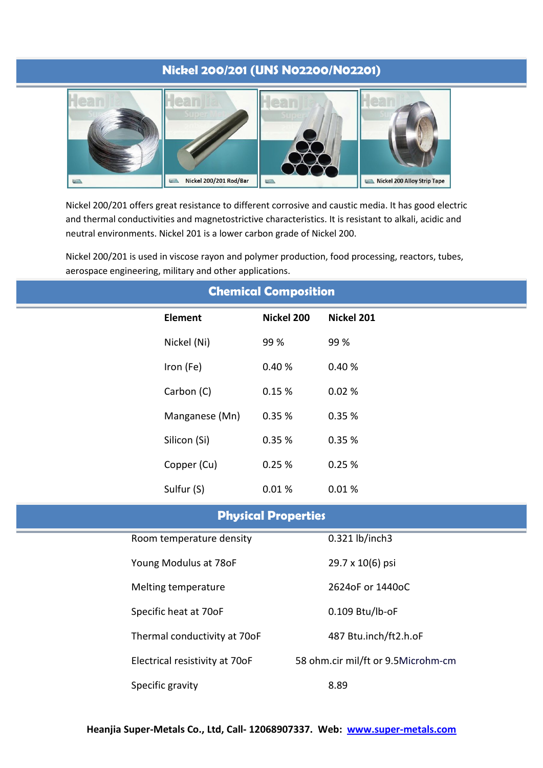# Nickel 200/201 (UNS N02200/N02201)

Nickel 200/201 Rod/Bar

Nickel 200 Alloy Strip Tape

Nickel 200/201 offers great resistance to different corrosive and caustic media. It has good electric and thermal conductivities and magnetostrictive characteristics. It is resistant to alkali, acidic and neutral environments. Nickel 201 is a lower carbon grade of Nickel 200.

Nickel 200/201 is used in viscose rayon and polymer production, food processing, reactors, tubes, aerospace engineering, military and other applications.

## Chemical Composition

| Element | Nickel 200 | Nickel 201 |
|---|---|---|
| Nickel (Ni) | 99 % | 99 % |
| Iron (Fe) | 0.40 % | 0.40 % |
| Carbon (C) | 0.15 % | 0.02 % |
| Manganese (Mn) | 0.35 % | 0.35 % |
| Silicon (Si) | 0.35 % | 0.35 % |
| Copper (Cu) | 0.25 % | 0.25 % |
| Sulfur (S) | 0.01 % | 0.01 % |

## Physical Properties

| | |
|---|---|
| Room temperature density | 0.321 lb/inch3 |
| Young Modulus at 78oF | 29.7 x 10(6) psi |
| Melting temperature | 2624oF or 1440oC |
| Specific heat at 70oF | 0.109 Btu/lb-oF |
| Thermal conductivity at 70oF | 487 Btu.inch/ft2.h.oF |
| Electrical resistivity at 70oF | 58 ohm.cir mil/ft or 9.5Microhm-cm |
| Specific gravity | 8.89 |

**Heanjia Super-Metals Co., Ltd, Call- 12068907337. Web: www.super-metals.com**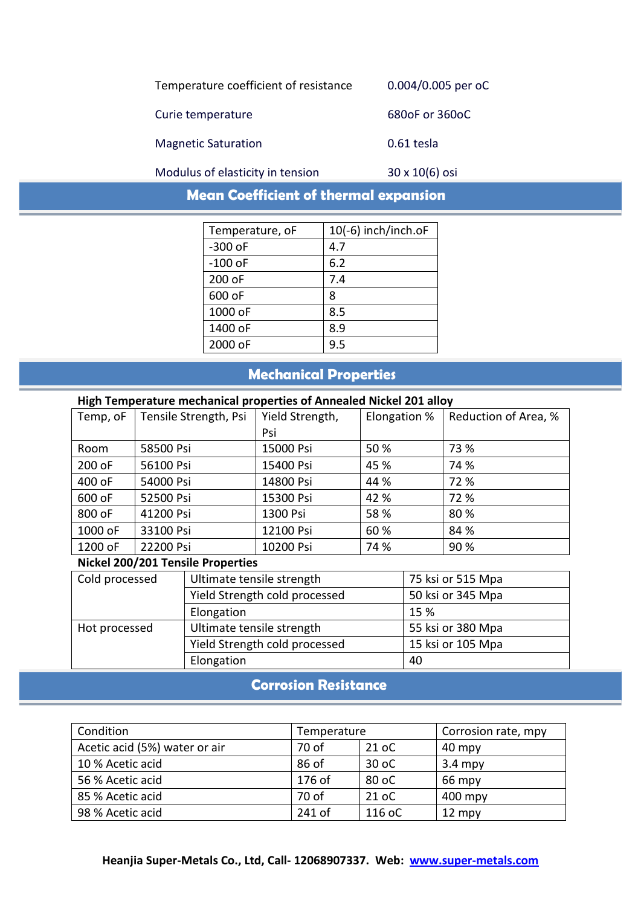| | |
|---|---|
| Temperature coefficient of resistance | 0.004/0.005 per oC |
| Curie temperature | 680oF or 360oC |
| Magnetic Saturation | 0.61 tesla |
| Modulus of elasticity in tension | 30 x 10(6) osi |

## Mean Coefficient of thermal expansion

| Temperature, oF | 10(-6) inch/inch.oF |
|---|---|
| -300 oF | 4.7 |
| -100 oF | 6.2 |
| 200 oF | 7.4 |
| 600 oF | 8 |
| 1000 oF | 8.5 |
| 1400 oF | 8.9 |
| 2000 oF | 9.5 |

## Mechanical Properties

**High Temperature mechanical properties of Annealed Nickel 201 alloy**

| Temp, oF | Tensile Strength, Psi | Yield Strength, Psi | Elongation % | Reduction of Area, % |
|---|---|---|---|---|
| Room | 58500 Psi | 15000 Psi | 50 % | 73 % |
| 200 oF | 56100 Psi | 15400 Psi | 45 % | 74 % |
| 400 oF | 54000 Psi | 14800 Psi | 44 % | 72 % |
| 600 oF | 52500 Psi | 15300 Psi | 42 % | 72 % |
| 800 oF | 41200 Psi | 1300 Psi | 58 % | 80 % |
| 1000 oF | 33100 Psi | 12100 Psi | 60 % | 84 % |
| 1200 oF | 22200 Psi | 10200 Psi | 74 % | 90 % |

**Nickel 200/201 Tensile Properties**

| | | |
|---|---|---|
| Cold processed | Ultimate tensile strength | 75 ksi or 515 Mpa |
| | Yield Strength cold processed | 50 ksi or 345 Mpa |
| | Elongation | 15 % |
| Hot processed | Ultimate tensile strength | 55 ksi or 380 Mpa |
| | Yield Strength cold processed | 15 ksi or 105 Mpa |
| | Elongation | 40 |

## Corrosion Resistance

| Condition | Temperature | | Corrosion rate, mpy |
|---|---|---|---|
| Acetic acid (5%) water or air | 70 of | 21 oC | 40 mpy |
| 10 % Acetic acid | 86 of | 30 oC | 3.4 mpy |
| 56 % Acetic acid | 176 of | 80 oC | 66 mpy |
| 85 % Acetic acid | 70 of | 21 oC | 400 mpy |
| 98 % Acetic acid | 241 of | 116 oC | 12 mpy |

**Heanjia Super-Metals Co., Ltd, Call- 12068907337. Web: [www.super-metals.com](http://www.super-metals.com)**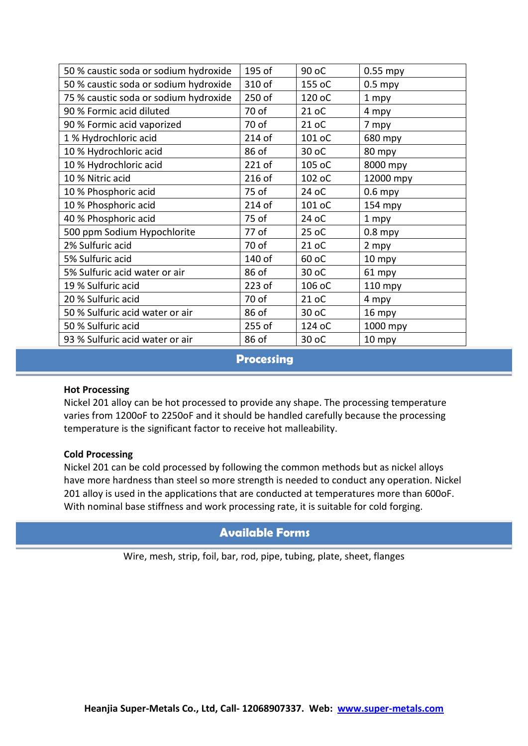| | | | |
|---|---|---|---|
| 50 % caustic soda or sodium hydroxide | 195 of | 90 oC | 0.55 mpy |
| 50 % caustic soda or sodium hydroxide | 310 of | 155 oC | 0.5 mpy |
| 75 % caustic soda or sodium hydroxide | 250 of | 120 oC | 1 mpy |
| 90 % Formic acid diluted | 70 of | 21 oC | 4 mpy |
| 90 % Formic acid vaporized | 70 of | 21 oC | 7 mpy |
| 1 % Hydrochloric acid | 214 of | 101 oC | 680 mpy |
| 10 % Hydrochloric acid | 86 of | 30 oC | 80 mpy |
| 10 % Hydrochloric acid | 221 of | 105 oC | 8000 mpy |
| 10 % Nitric acid | 216 of | 102 oC | 12000 mpy |
| 10 % Phosphoric acid | 75 of | 24 oC | 0.6 mpy |
| 10 % Phosphoric acid | 214 of | 101 oC | 154 mpy |
| 40 % Phosphoric acid | 75 of | 24 oC | 1 mpy |
| 500 ppm Sodium Hypochlorite | 77 of | 25 oC | 0.8 mpy |
| 2% Sulfuric acid | 70 of | 21 oC | 2 mpy |
| 5% Sulfuric acid | 140 of | 60 oC | 10 mpy |
| 5% Sulfuric acid water or air | 86 of | 30 oC | 61 mpy |
| 19 % Sulfuric acid | 223 of | 106 oC | 110 mpy |
| 20 % Sulfuric acid | 70 of | 21 oC | 4 mpy |
| 50 % Sulfuric acid water or air | 86 of | 30 oC | 16 mpy |
| 50 % Sulfuric acid | 255 of | 124 oC | 1000 mpy |
| 93 % Sulfuric acid water or air | 86 of | 30 oC | 10 mpy |

## Processing

**Hot Processing**

Nickel 201 alloy can be hot processed to provide any shape. The processing temperature varies from 1200oF to 2250oF and it should be handled carefully because the processing temperature is the significant factor to receive hot malleability.

**Cold Processing**

Nickel 201 can be cold processed by following the common methods but as nickel alloys have more hardness than steel so more strength is needed to conduct any operation. Nickel 201 alloy is used in the applications that are conducted at temperatures more than 600oF. With nominal base stiffness and work processing rate, it is suitable for cold forging.

## Available Forms

Wire, mesh, strip, foil, bar, rod, pipe, tubing, plate, sheet, flanges